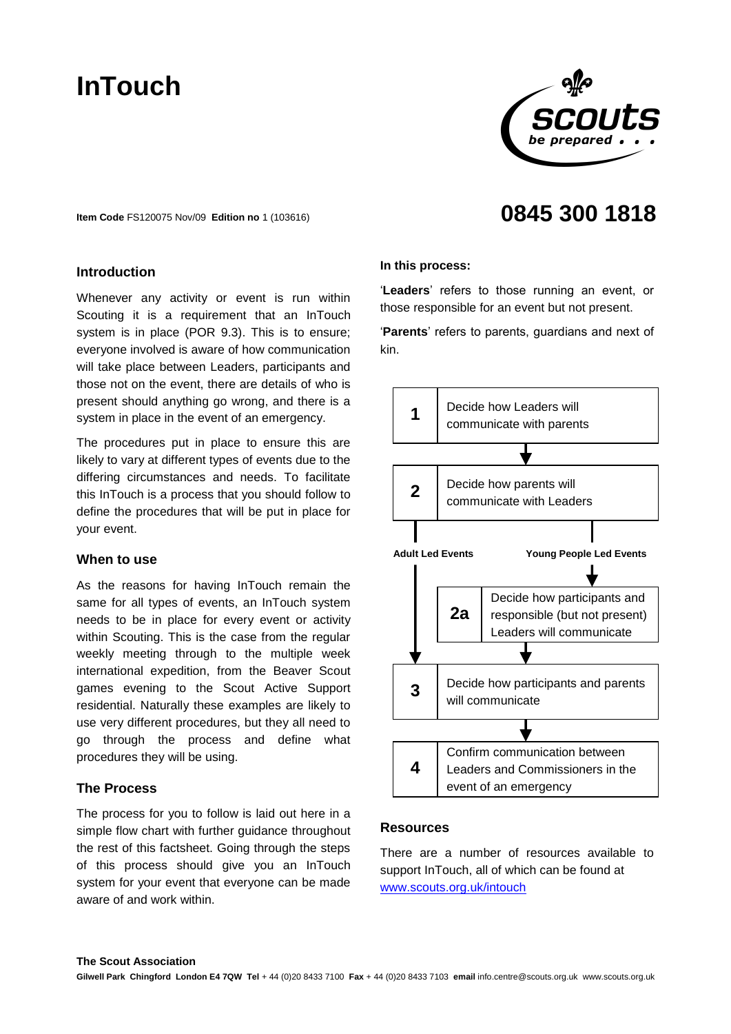# InTouch

**Item Code** FS120075 Nov/09 **Edition no** 1 (103616)

**0845 300 1818**

## Introduction

Whenever any activity or event is run within Scouting it is a requirement that an InTouch system is in place (POR 9.3). This is to ensure; everyone involved is aware of how communication will take place between Leaders, participants and those not on the event, there are details of who is present should anything go wrong, and there is a system in place in the event of an emergency.

The procedures put in place to ensure this are likely to vary at different types of events due to the differing circumstances and needs. To facilitate this InTouch is a process that you should follow to define the procedures that will be put in place for your event.

## When to use

As the reasons for having InTouch remain the same for all types of events, an InTouch system needs to be in place for every event or activity within Scouting. This is the case from the regular weekly meeting through to the multiple week international expedition, from the Beaver Scout games evening to the Scout Active Support residential. Naturally these examples are likely to use very different procedures, but they all need to go through the process and define what procedures they will be using.

## The Process

The process for you to follow is laid out here in a simple flow chart with further guidance throughout the rest of this factsheet. Going through the steps of this process should give you an InTouch system for your event that everyone can be made aware of and work within.

**In this process:**

'**Leaders**' refers to those running an event, or those responsible for an event but not present.

'**Parents**' refers to parents, guardians and next of kin.

**1** Decide how Leaders will communicate with parents

↓

**2** Decide how parents will communicate with Leaders

**Adult Led Events** → go to step 3

**Young People Led Events** ↓

**2a** Decide how participants and responsible (but not present) Leaders will communicate

↓

**3** Decide how participants and parents will communicate

↓

**4** Confirm communication between Leaders and Commissioners in the event of an emergency

## Resources

There are a number of resources available to support InTouch, all of which can be found at www.scouts.org.uk/intouch

**The Scout Association**
**Gilwell Park Chingford London E4 7QW Tel** + 44 (0)20 8433 7100 **Fax** + 44 (0)20 8433 7103 **email** info.centre@scouts.org.uk www.scouts.org.uk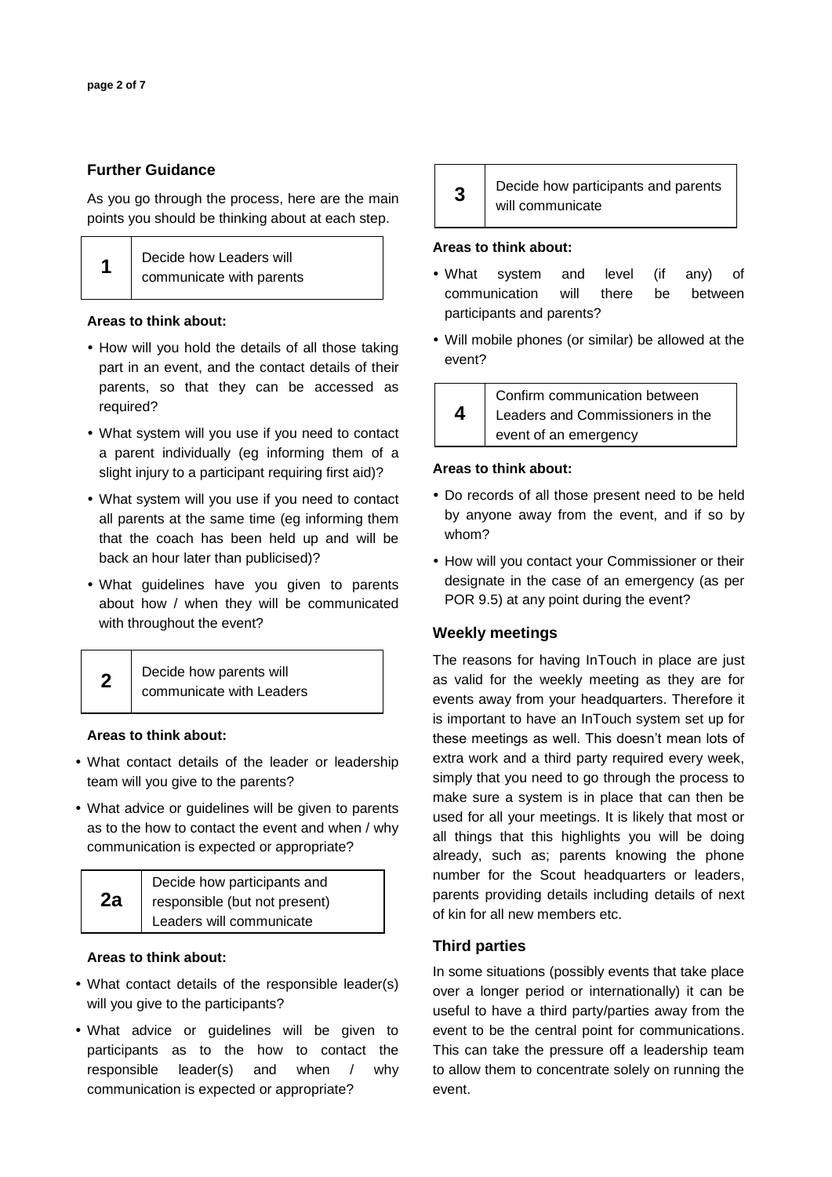## Further Guidance

As you go through the process, here are the main points you should be thinking about at each step.

### 1 Decide how Leaders will communicate with parents

**Areas to think about:**

- How will you hold the details of all those taking part in an event, and the contact details of their parents, so that they can be accessed as required?
- What system will you use if you need to contact a parent individually (eg informing them of a slight injury to a participant requiring first aid)?
- What system will you use if you need to contact all parents at the same time (eg informing them that the coach has been held up and will be back an hour later than publicised)?
- What guidelines have you given to parents about how / when they will be communicated with throughout the event?

### 2 Decide how parents will communicate with Leaders

**Areas to think about:**

- What contact details of the leader or leadership team will you give to the parents?
- What advice or guidelines will be given to parents as to the how to contact the event and when / why communication is expected or appropriate?

### 2a Decide how participants and responsible (but not present) Leaders will communicate

**Areas to think about:**

- What contact details of the responsible leader(s) will you give to the participants?
- What advice or guidelines will be given to participants as to the how to contact the responsible leader(s) and when / why communication is expected or appropriate?

### 3 Decide how participants and parents will communicate

**Areas to think about:**

- What system and level (if any) of communication will there be between participants and parents?
- Will mobile phones (or similar) be allowed at the event?

### 4 Confirm communication between Leaders and Commissioners in the event of an emergency

**Areas to think about:**

- Do records of all those present need to be held by anyone away from the event, and if so by whom?
- How will you contact your Commissioner or their designate in the case of an emergency (as per POR 9.5) at any point during the event?

## Weekly meetings

The reasons for having InTouch in place are just as valid for the weekly meeting as they are for events away from your headquarters. Therefore it is important to have an InTouch system set up for these meetings as well. This doesn't mean lots of extra work and a third party required every week, simply that you need to go through the process to make sure a system is in place that can then be used for all your meetings. It is likely that most or all things that this highlights you will be doing already, such as; parents knowing the phone number for the Scout headquarters or leaders, parents providing details including details of next of kin for all new members etc.

## Third parties

In some situations (possibly events that take place over a longer period or internationally) it can be useful to have a third party/parties away from the event to be the central point for communications. This can take the pressure off a leadership team to allow them to concentrate solely on running the event.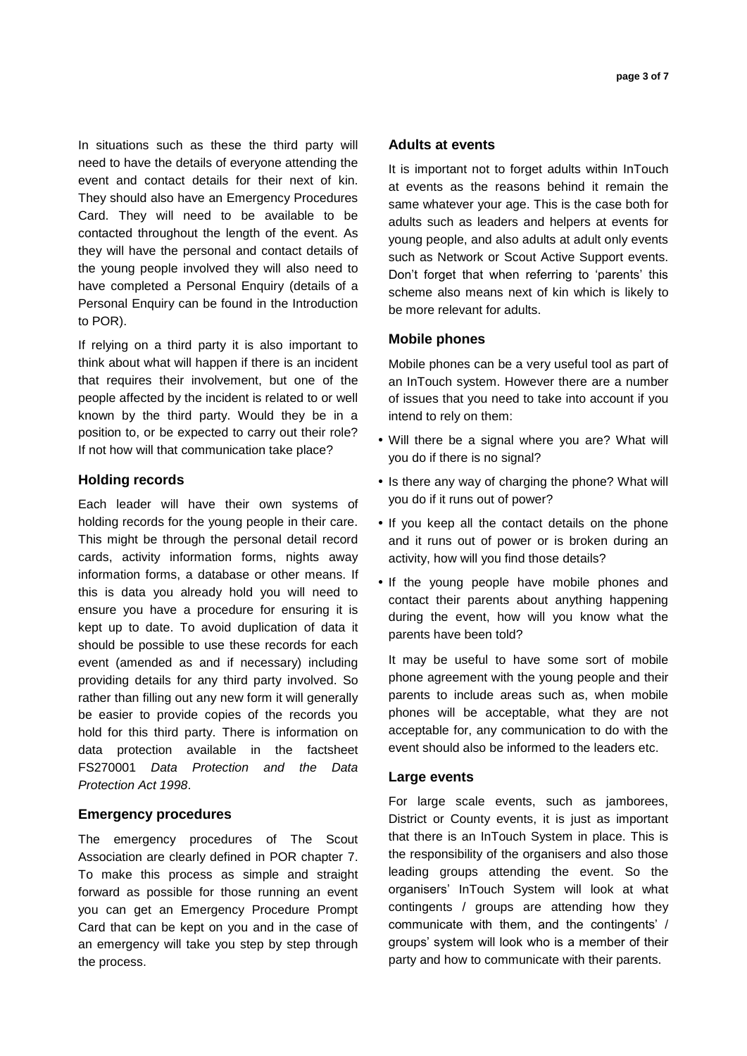In situations such as these the third party will need to have the details of everyone attending the event and contact details for their next of kin. They should also have an Emergency Procedures Card. They will need to be available to be contacted throughout the length of the event. As they will have the personal and contact details of the young people involved they will also need to have completed a Personal Enquiry (details of a Personal Enquiry can be found in the Introduction to POR).

If relying on a third party it is also important to think about what will happen if there is an incident that requires their involvement, but one of the people affected by the incident is related to or well known by the third party. Would they be in a position to, or be expected to carry out their role? If not how will that communication take place?

### Holding records

Each leader will have their own systems of holding records for the young people in their care. This might be through the personal detail record cards, activity information forms, nights away information forms, a database or other means. If this is data you already hold you will need to ensure you have a procedure for ensuring it is kept up to date. To avoid duplication of data it should be possible to use these records for each event (amended as and if necessary) including providing details for any third party involved. So rather than filling out any new form it will generally be easier to provide copies of the records you hold for this third party. There is information on data protection available in the factsheet FS270001 *Data Protection and the Data Protection Act 1998*.

### Emergency procedures

The emergency procedures of The Scout Association are clearly defined in POR chapter 7. To make this process as simple and straight forward as possible for those running an event you can get an Emergency Procedure Prompt Card that can be kept on you and in the case of an emergency will take you step by step through the process.

### Adults at events

It is important not to forget adults within InTouch at events as the reasons behind it remain the same whatever your age. This is the case both for adults such as leaders and helpers at events for young people, and also adults at adult only events such as Network or Scout Active Support events. Don't forget that when referring to 'parents' this scheme also means next of kin which is likely to be more relevant for adults.

### Mobile phones

Mobile phones can be a very useful tool as part of an InTouch system. However there are a number of issues that you need to take into account if you intend to rely on them:

- Will there be a signal where you are? What will you do if there is no signal?
- Is there any way of charging the phone? What will you do if it runs out of power?
- If you keep all the contact details on the phone and it runs out of power or is broken during an activity, how will you find those details?
- If the young people have mobile phones and contact their parents about anything happening during the event, how will you know what the parents have been told?

It may be useful to have some sort of mobile phone agreement with the young people and their parents to include areas such as, when mobile phones will be acceptable, what they are not acceptable for, any communication to do with the event should also be informed to the leaders etc.

### Large events

For large scale events, such as jamborees, District or County events, it is just as important that there is an InTouch System in place. This is the responsibility of the organisers and also those leading groups attending the event. So the organisers' InTouch System will look at what contingents / groups are attending how they communicate with them, and the contingents' / groups' system will look who is a member of their party and how to communicate with their parents.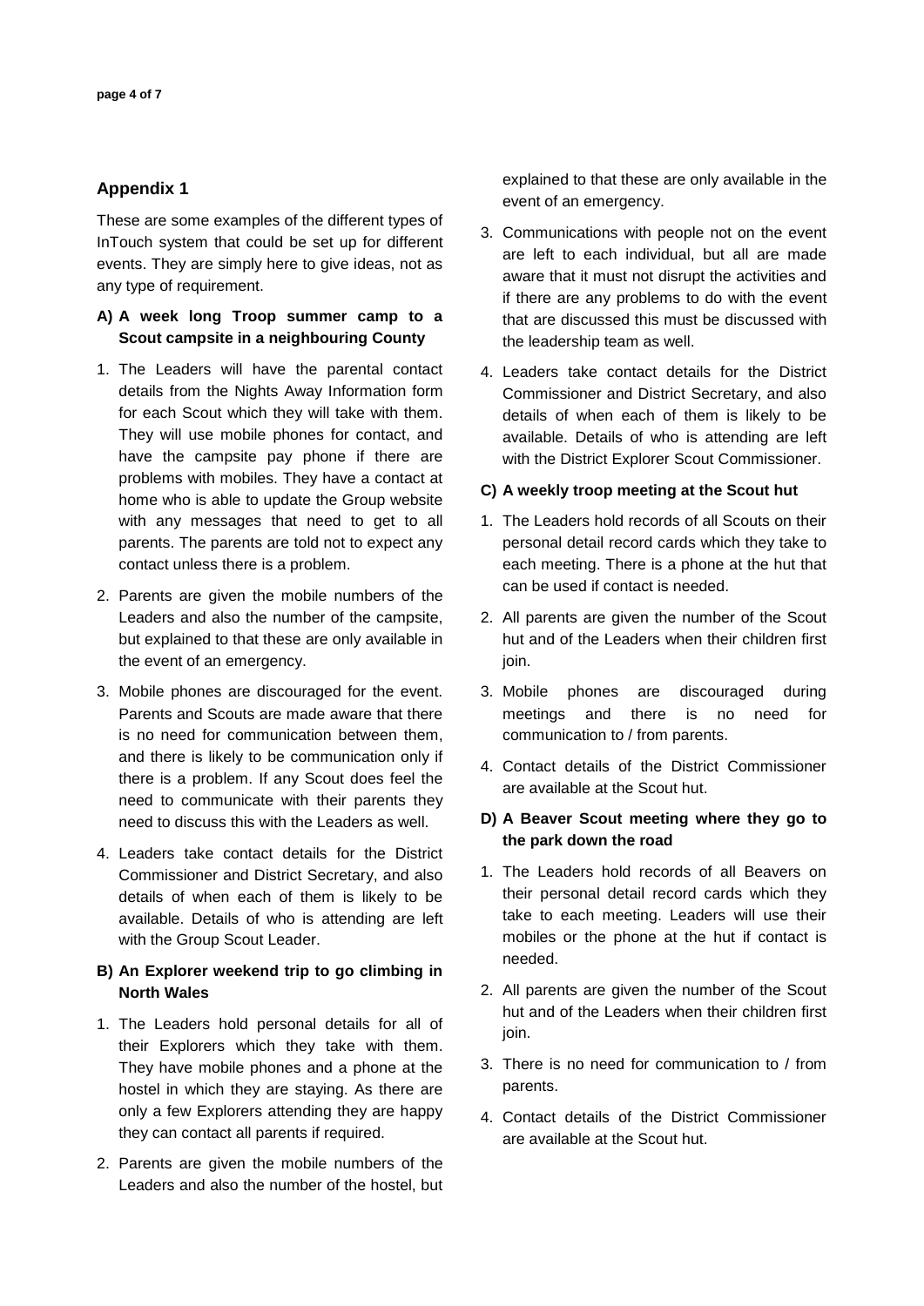## Appendix 1

These are some examples of the different types of InTouch system that could be set up for different events. They are simply here to give ideas, not as any type of requirement.

### A) A week long Troop summer camp to a Scout campsite in a neighbouring County

1. The Leaders will have the parental contact details from the Nights Away Information form for each Scout which they will take with them. They will use mobile phones for contact, and have the campsite pay phone if there are problems with mobiles. They have a contact at home who is able to update the Group website with any messages that need to get to all parents. The parents are told not to expect any contact unless there is a problem.
2. Parents are given the mobile numbers of the Leaders and also the number of the campsite, but explained to that these are only available in the event of an emergency.
3. Mobile phones are discouraged for the event. Parents and Scouts are made aware that there is no need for communication between them, and there is likely to be communication only if there is a problem. If any Scout does feel the need to communicate with their parents they need to discuss this with the Leaders as well.
4. Leaders take contact details for the District Commissioner and District Secretary, and also details of when each of them is likely to be available. Details of who is attending are left with the Group Scout Leader.

### B) An Explorer weekend trip to go climbing in North Wales

1. The Leaders hold personal details for all of their Explorers which they take with them. They have mobile phones and a phone at the hostel in which they are staying. As there are only a few Explorers attending they are happy they can contact all parents if required.
2. Parents are given the mobile numbers of the Leaders and also the number of the hostel, but explained to that these are only available in the event of an emergency.
3. Communications with people not on the event are left to each individual, but all are made aware that it must not disrupt the activities and if there are any problems to do with the event that are discussed this must be discussed with the leadership team as well.
4. Leaders take contact details for the District Commissioner and District Secretary, and also details of when each of them is likely to be available. Details of who is attending are left with the District Explorer Scout Commissioner.

### C) A weekly troop meeting at the Scout hut

1. The Leaders hold records of all Scouts on their personal detail record cards which they take to each meeting. There is a phone at the hut that can be used if contact is needed.
2. All parents are given the number of the Scout hut and of the Leaders when their children first join.
3. Mobile phones are discouraged during meetings and there is no need for communication to / from parents.
4. Contact details of the District Commissioner are available at the Scout hut.

### D) A Beaver Scout meeting where they go to the park down the road

1. The Leaders hold records of all Beavers on their personal detail record cards which they take to each meeting. Leaders will use their mobiles or the phone at the hut if contact is needed.
2. All parents are given the number of the Scout hut and of the Leaders when their children first join.
3. There is no need for communication to / from parents.
4. Contact details of the District Commissioner are available at the Scout hut.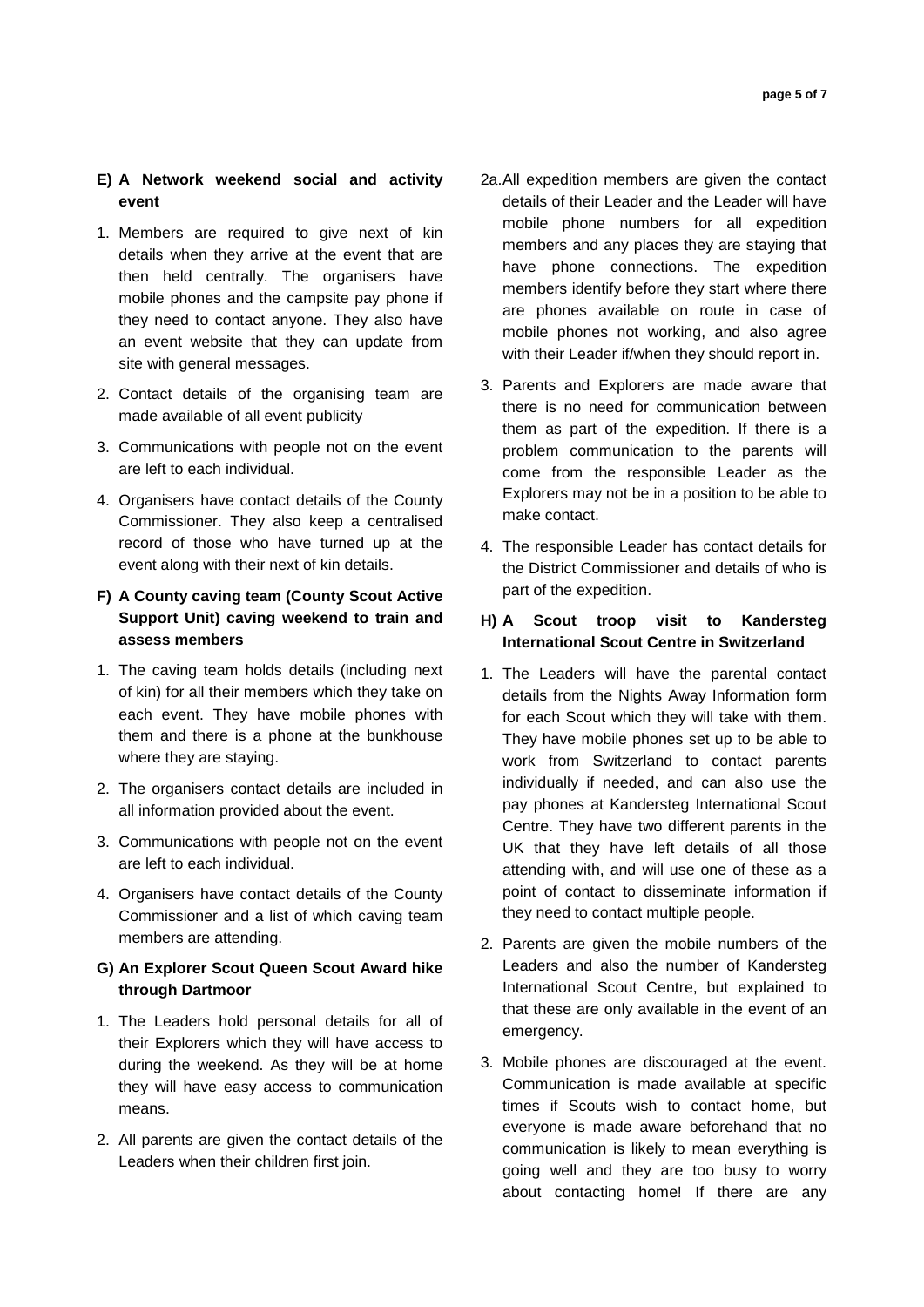**E) A Network weekend social and activity event**

1. Members are required to give next of kin details when they arrive at the event that are then held centrally. The organisers have mobile phones and the campsite pay phone if they need to contact anyone. They also have an event website that they can update from site with general messages.
2. Contact details of the organising team are made available of all event publicity
3. Communications with people not on the event are left to each individual.
4. Organisers have contact details of the County Commissioner. They also keep a centralised record of those who have turned up at the event along with their next of kin details.

**F) A County caving team (County Scout Active Support Unit) caving weekend to train and assess members**

1. The caving team holds details (including next of kin) for all their members which they take on each event. They have mobile phones with them and there is a phone at the bunkhouse where they are staying.
2. The organisers contact details are included in all information provided about the event.
3. Communications with people not on the event are left to each individual.
4. Organisers have contact details of the County Commissioner and a list of which caving team members are attending.

**G) An Explorer Scout Queen Scout Award hike through Dartmoor**

1. The Leaders hold personal details for all of their Explorers which they will have access to during the weekend. As they will be at home they will have easy access to communication means.
2. All parents are given the contact details of the Leaders when their children first join.

2a. All expedition members are given the contact details of their Leader and the Leader will have mobile phone numbers for all expedition members and any places they are staying that have phone connections. The expedition members identify before they start where there are phones available on route in case of mobile phones not working, and also agree with their Leader if/when they should report in.

3. Parents and Explorers are made aware that there is no need for communication between them as part of the expedition. If there is a problem communication to the parents will come from the responsible Leader as the Explorers may not be in a position to be able to make contact.
4. The responsible Leader has contact details for the District Commissioner and details of who is part of the expedition.

**H) A Scout troop visit to Kandersteg International Scout Centre in Switzerland**

1. The Leaders will have the parental contact details from the Nights Away Information form for each Scout which they will take with them. They have mobile phones set up to be able to work from Switzerland to contact parents individually if needed, and can also use the pay phones at Kandersteg International Scout Centre. They have two different parents in the UK that they have left details of all those attending with, and will use one of these as a point of contact to disseminate information if they need to contact multiple people.
2. Parents are given the mobile numbers of the Leaders and also the number of Kandersteg International Scout Centre, but explained to that these are only available in the event of an emergency.
3. Mobile phones are discouraged at the event. Communication is made available at specific times if Scouts wish to contact home, but everyone is made aware beforehand that no communication is likely to mean everything is going well and they are too busy to worry about contacting home! If there are any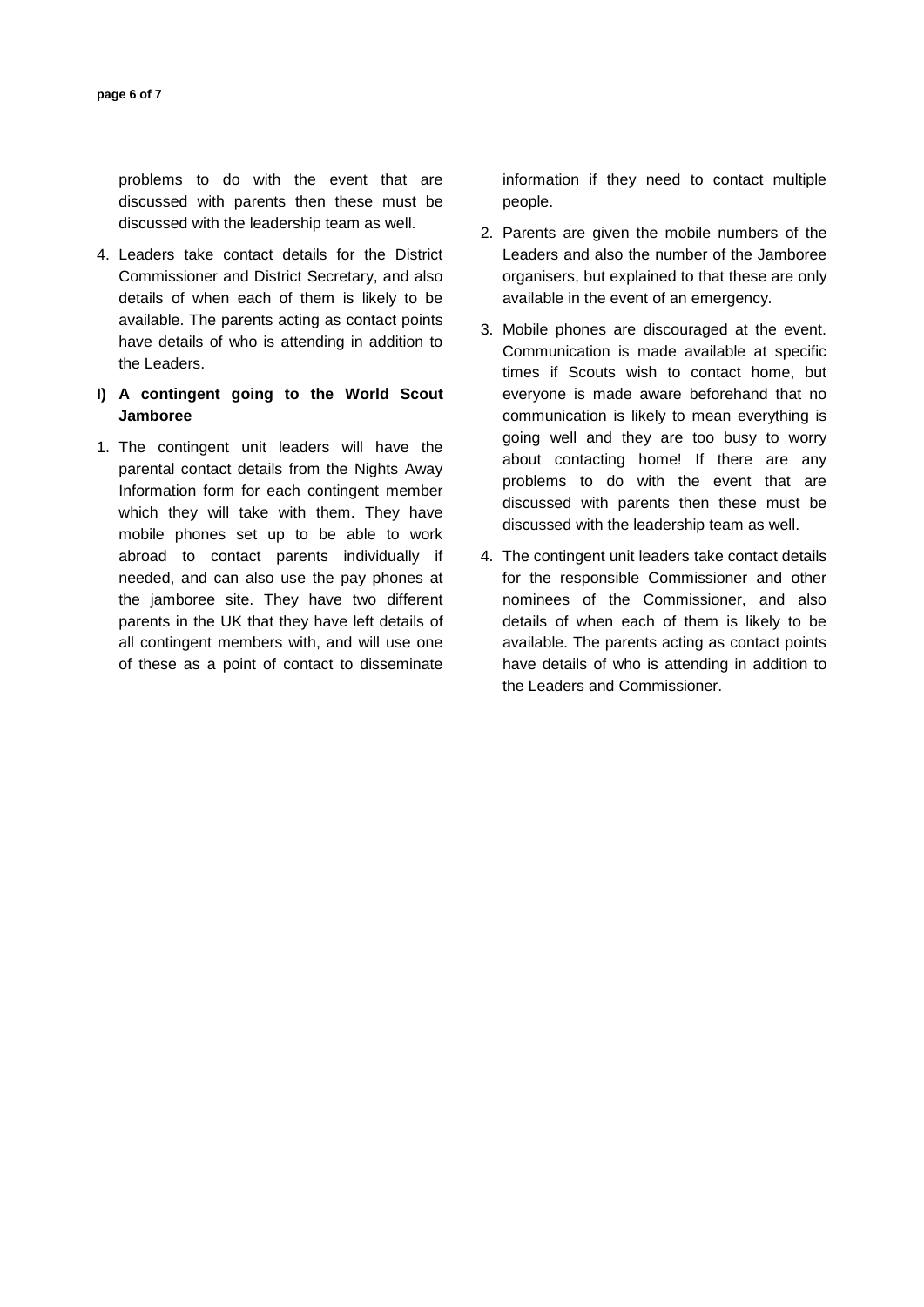problems to do with the event that are discussed with parents then these must be discussed with the leadership team as well.

4. Leaders take contact details for the District Commissioner and District Secretary, and also details of when each of them is likely to be available. The parents acting as contact points have details of who is attending in addition to the Leaders.

**l) A contingent going to the World Scout Jamboree**

1. The contingent unit leaders will have the parental contact details from the Nights Away Information form for each contingent member which they will take with them. They have mobile phones set up to be able to work abroad to contact parents individually if needed, and can also use the pay phones at the jamboree site. They have two different parents in the UK that they have left details of all contingent members with, and will use one of these as a point of contact to disseminate information if they need to contact multiple people.

2. Parents are given the mobile numbers of the Leaders and also the number of the Jamboree organisers, but explained to that these are only available in the event of an emergency.

3. Mobile phones are discouraged at the event. Communication is made available at specific times if Scouts wish to contact home, but everyone is made aware beforehand that no communication is likely to mean everything is going well and they are too busy to worry about contacting home! If there are any problems to do with the event that are discussed with parents then these must be discussed with the leadership team as well.

4. The contingent unit leaders take contact details for the responsible Commissioner and other nominees of the Commissioner, and also details of when each of them is likely to be available. The parents acting as contact points have details of who is attending in addition to the Leaders and Commissioner.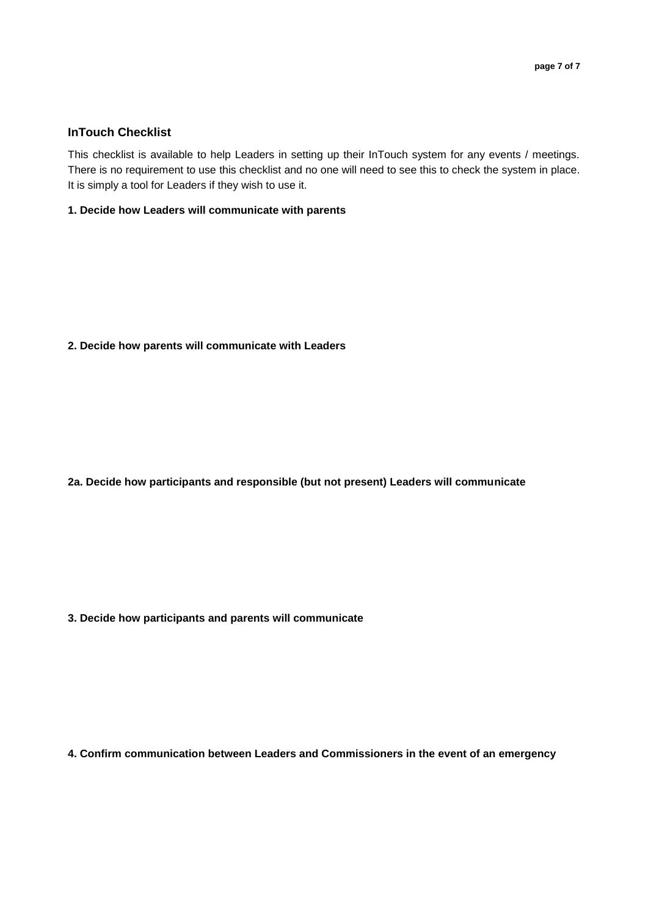## InTouch Checklist

This checklist is available to help Leaders in setting up their InTouch system for any events / meetings. There is no requirement to use this checklist and no one will need to see this to check the system in place. It is simply a tool for Leaders if they wish to use it.

**1. Decide how Leaders will communicate with parents**

**2. Decide how parents will communicate with Leaders**

**2a. Decide how participants and responsible (but not present) Leaders will communicate**

**3. Decide how participants and parents will communicate**

**4. Confirm communication between Leaders and Commissioners in the event of an emergency**